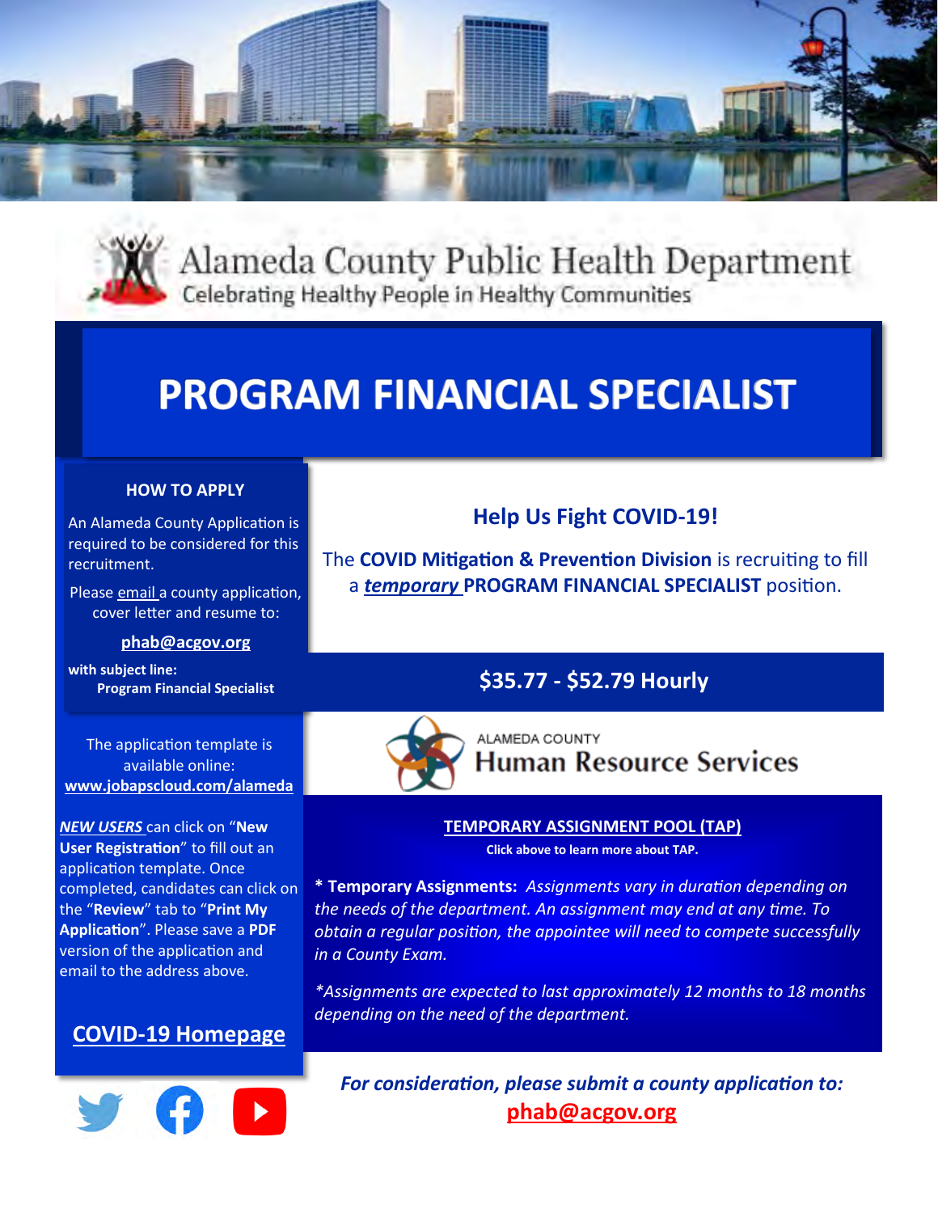# Alameda County Public Health Department

Celebrating Healthy People in Healthy Communities

# PROGRAM FINANCIAL SPECIALIST

## Help Us Fight COVID-19!

The **COVID Mitigation & Prevention Division** is recruiting to fill a ***temporary*** **PROGRAM FINANCIAL SPECIALIST** position.

## $35.77 - $52.79 Hourly

ALAMEDA COUNTY
Human Resource Services

**TEMPORARY ASSIGNMENT POOL (TAP)**

**Click above to learn more about TAP.**

**\* Temporary Assignments:** *Assignments vary in duration depending on the needs of the department. An assignment may end at any time. To obtain a regular position, the appointee will need to compete successfully in a County Exam.*

*\*Assignments are expected to last approximately 12 months to 18 months depending on the need of the department.*

### HOW TO APPLY

An Alameda County Application is required to be considered for this recruitment.

Please email a county application, cover letter and resume to:

**phab@acgov.org**

**with subject line:**
**Program Financial Specialist**

The application template is available online:
**www.jobapscloud.com/alameda**

***NEW USERS*** can click on "**New User Registration**" to fill out an application template. Once completed, candidates can click on the "**Review**" tab to "**Print My Application**". Please save a **PDF** version of the application and email to the address above.

**COVID-19 Homepage**

***For consideration, please submit a county application to:***
**phab@acgov.org**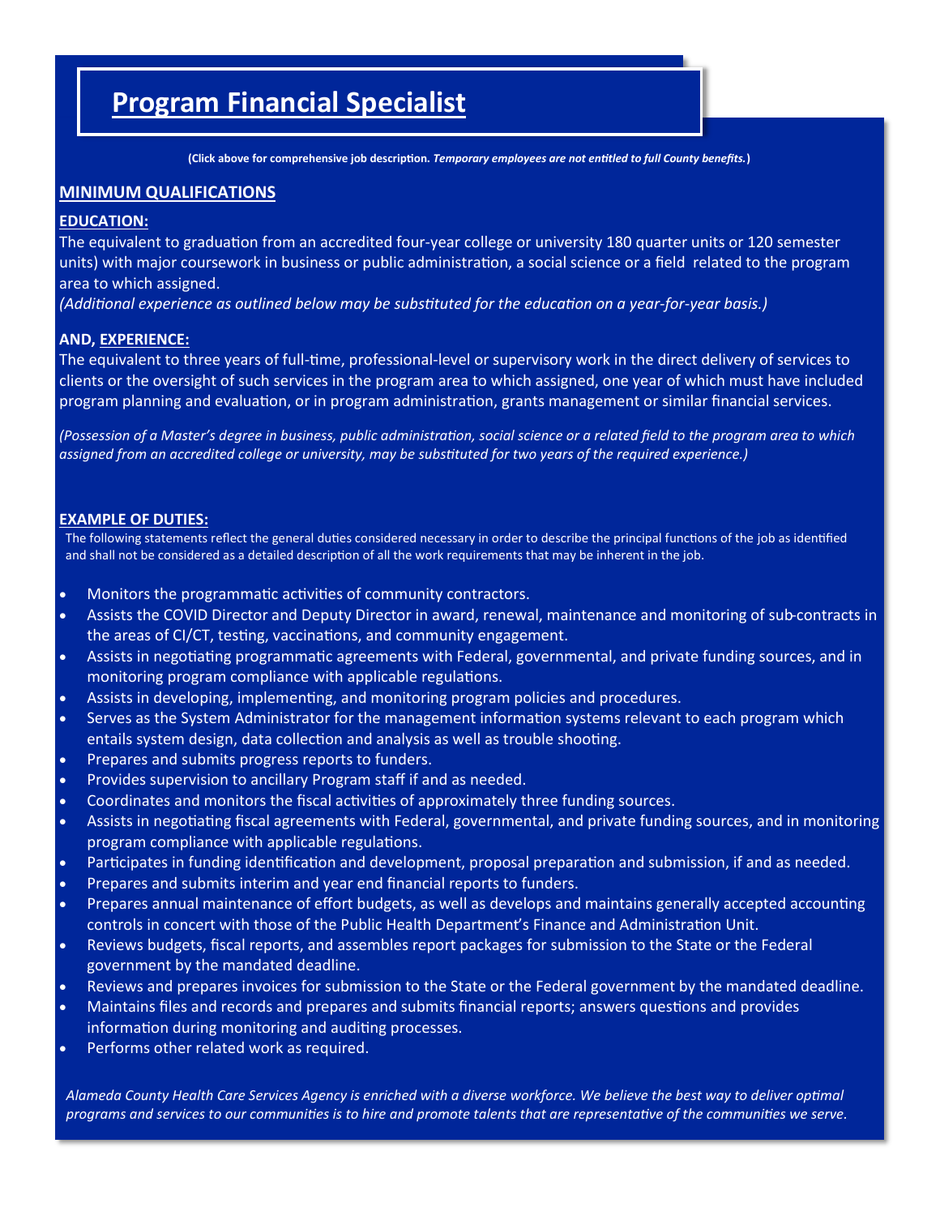# Program Financial Specialist

**(Click above for comprehensive job description.** ***Temporary employees are not entitled to full County benefits.*****)**

## MINIMUM QUALIFICATIONS

**EDUCATION:**

The equivalent to graduation from an accredited four-year college or university 180 quarter units or 120 semester units) with major coursework in business or public administration, a social science or a field related to the program area to which assigned.

*(Additional experience as outlined below may be substituted for the education on a year-for-year basis.)*

**AND, EXPERIENCE:**

The equivalent to three years of full-time, professional-level or supervisory work in the direct delivery of services to clients or the oversight of such services in the program area to which assigned, one year of which must have included program planning and evaluation, or in program administration, grants management or similar financial services.

*(Possession of a Master's degree in business, public administration, social science or a related field to the program area to which assigned from an accredited college or university, may be substituted for two years of the required experience.)*

**EXAMPLE OF DUTIES:**

The following statements reflect the general duties considered necessary in order to describe the principal functions of the job as identified and shall not be considered as a detailed description of all the work requirements that may be inherent in the job.

- Monitors the programmatic activities of community contractors.
- Assists the COVID Director and Deputy Director in award, renewal, maintenance and monitoring of sub-contracts in the areas of CI/CT, testing, vaccinations, and community engagement.
- Assists in negotiating programmatic agreements with Federal, governmental, and private funding sources, and in monitoring program compliance with applicable regulations.
- Assists in developing, implementing, and monitoring program policies and procedures.
- Serves as the System Administrator for the management information systems relevant to each program which entails system design, data collection and analysis as well as trouble shooting.
- Prepares and submits progress reports to funders.
- Provides supervision to ancillary Program staff if and as needed.
- Coordinates and monitors the fiscal activities of approximately three funding sources.
- Assists in negotiating fiscal agreements with Federal, governmental, and private funding sources, and in monitoring program compliance with applicable regulations.
- Participates in funding identification and development, proposal preparation and submission, if and as needed.
- Prepares and submits interim and year end financial reports to funders.
- Prepares annual maintenance of effort budgets, as well as develops and maintains generally accepted accounting controls in concert with those of the Public Health Department's Finance and Administration Unit.
- Reviews budgets, fiscal reports, and assembles report packages for submission to the State or the Federal government by the mandated deadline.
- Reviews and prepares invoices for submission to the State or the Federal government by the mandated deadline.
- Maintains files and records and prepares and submits financial reports; answers questions and provides information during monitoring and auditing processes.
- Performs other related work as required.

*Alameda County Health Care Services Agency is enriched with a diverse workforce. We believe the best way to deliver optimal programs and services to our communities is to hire and promote talents that are representative of the communities we serve.*